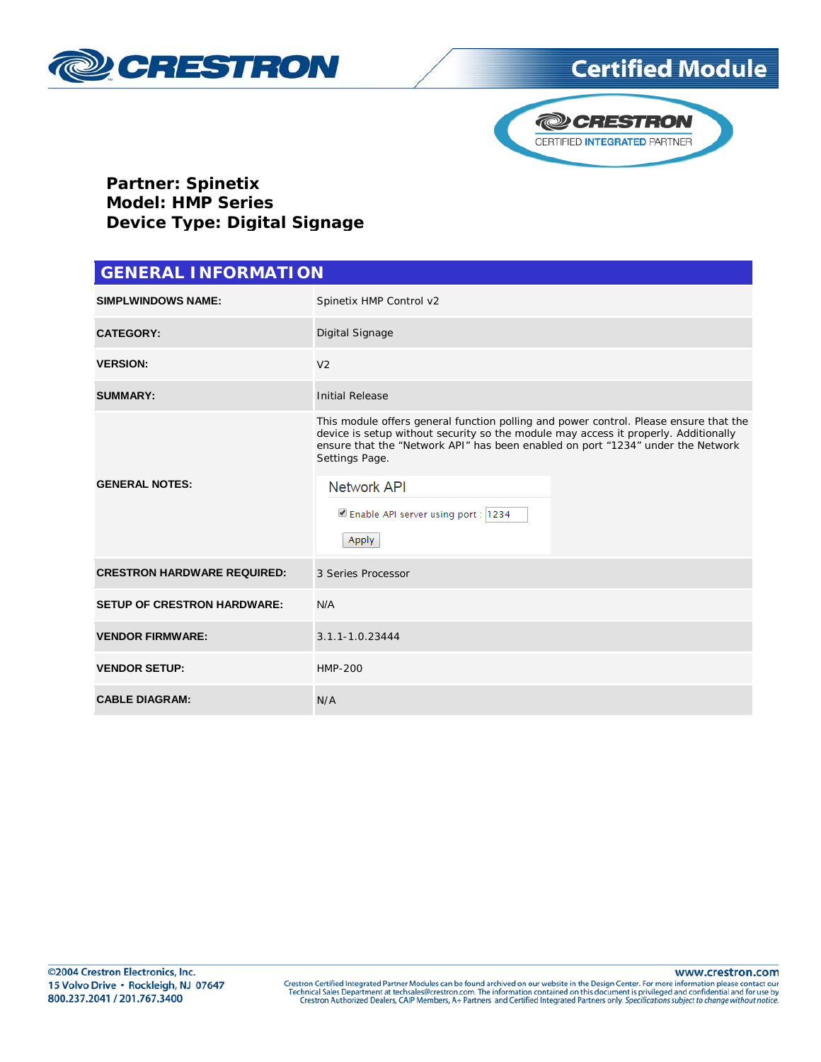**Partner: Spinetix**
**Model: HMP Series**
**Device Type: Digital Signage**

## GENERAL INFORMATION

| | |
|---|---|
| **SIMPLWINDOWS NAME:** | Spinetix HMP Control v2 |
| **CATEGORY:** | Digital Signage |
| **VERSION:** | V2 |
| **SUMMARY:** | Initial Release |
| **GENERAL NOTES:** | This module offers general function polling and power control. Please ensure that the device is setup without security so the module may access it properly. Additionally ensure that the "Network API" has been enabled on port "1234" under the Network Settings Page. Network API — Enable API server using port : 1234 — Apply |
| **CRESTRON HARDWARE REQUIRED:** | 3 Series Processor |
| **SETUP OF CRESTRON HARDWARE:** | N/A |
| **VENDOR FIRMWARE:** | 3.1.1-1.0.23444 |
| **VENDOR SETUP:** | HMP-200 |
| **CABLE DIAGRAM:** | N/A |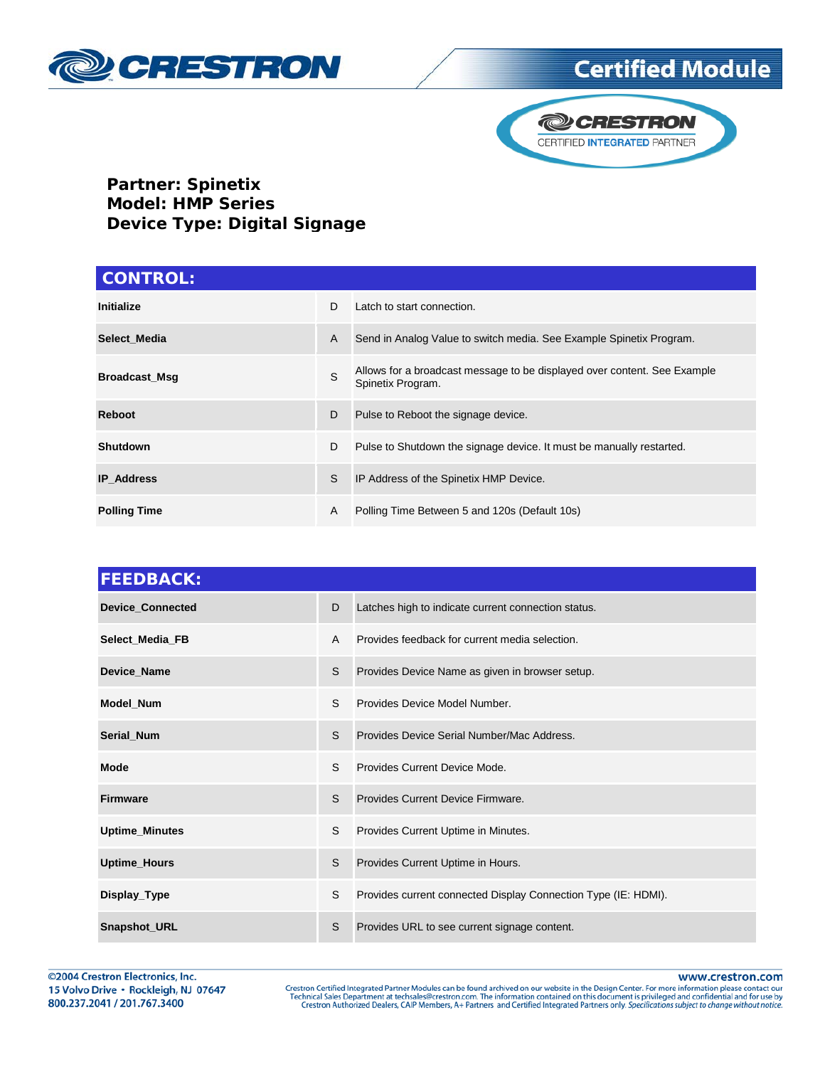**Partner: Spinetix**
**Model: HMP Series**
**Device Type: Digital Signage**

## CONTROL:

| | | |
|---|---|---|
| **Initialize** | D | Latch to start connection. |
| **Select_Media** | A | Send in Analog Value to switch media. See Example Spinetix Program. |
| **Broadcast_Msg** | S | Allows for a broadcast message to be displayed over content. See Example Spinetix Program. |
| **Reboot** | D | Pulse to Reboot the signage device. |
| **Shutdown** | D | Pulse to Shutdown the signage device. It must be manually restarted. |
| **IP_Address** | S | IP Address of the Spinetix HMP Device. |
| **Polling Time** | A | Polling Time Between 5 and 120s (Default 10s) |

## FEEDBACK:

| | | |
|---|---|---|
| **Device_Connected** | D | Latches high to indicate current connection status. |
| **Select_Media_FB** | A | Provides feedback for current media selection. |
| **Device_Name** | S | Provides Device Name as given in browser setup. |
| **Model_Num** | S | Provides Device Model Number. |
| **Serial_Num** | S | Provides Device Serial Number/Mac Address. |
| **Mode** | S | Provides Current Device Mode. |
| **Firmware** | S | Provides Current Device Firmware. |
| **Uptime_Minutes** | S | Provides Current Uptime in Minutes. |
| **Uptime_Hours** | S | Provides Current Uptime in Hours. |
| **Display_Type** | S | Provides current connected Display Connection Type (IE: HDMI). |
| **Snapshot_URL** | S | Provides URL to see current signage content. |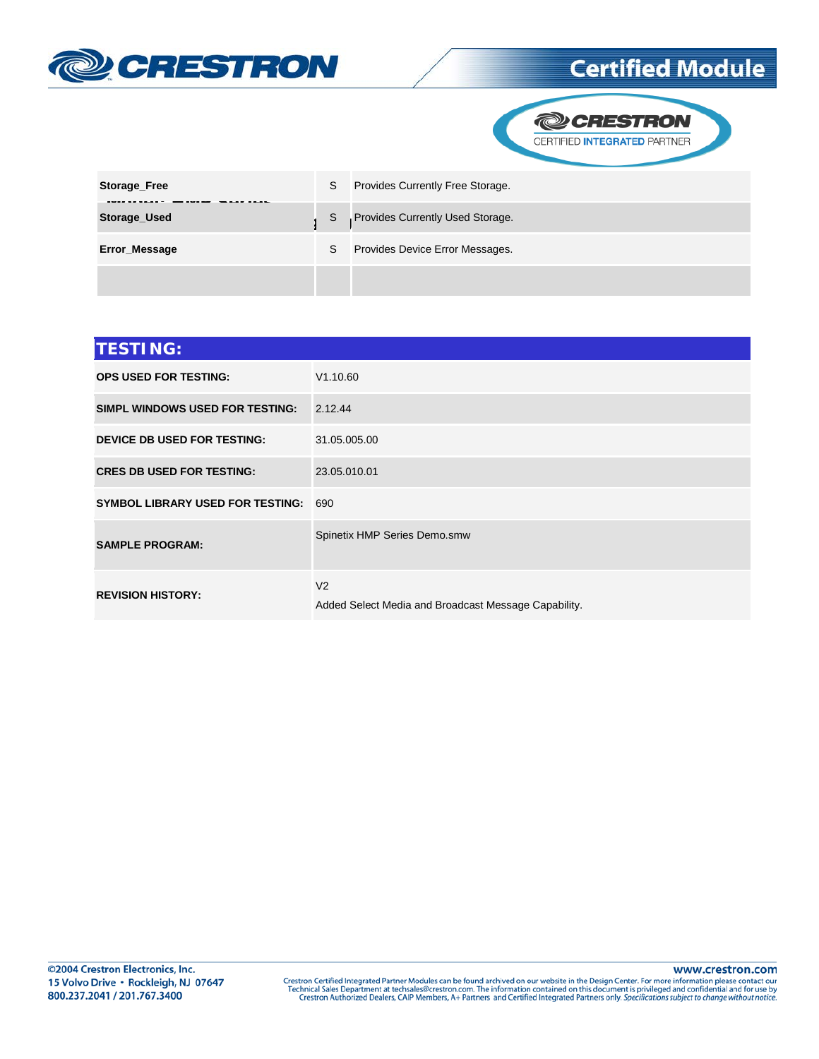| | | |
|---|---|---|
| **Storage_Free** | S | Provides Currently Free Storage. |
| **Storage_Used** | S | Provides Currently Used Storage. |
| **Error_Message** | S | Provides Device Error Messages. |
| | | |

## TESTING:

| | |
|---|---|
| **OPS USED FOR TESTING:** | V1.10.60 |
| **SIMPL WINDOWS USED FOR TESTING:** | 2.12.44 |
| **DEVICE DB USED FOR TESTING:** | 31.05.005.00 |
| **CRES DB USED FOR TESTING:** | 23.05.010.01 |
| **SYMBOL LIBRARY USED FOR TESTING:** | 690 |
| **SAMPLE PROGRAM:** | Spinetix HMP Series Demo.smw |
| **REVISION HISTORY:** | V2<br>Added Select Media and Broadcast Message Capability. |